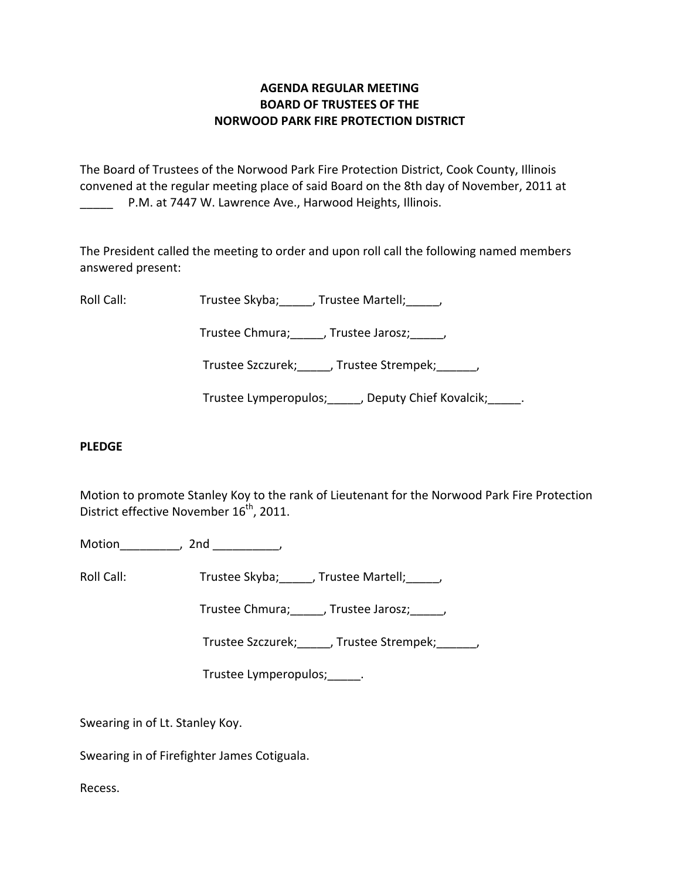**AGENDA REGULAR MEETING**
**BOARD OF TRUSTEES OF THE**
**NORWOOD PARK FIRE PROTECTION DISTRICT**

The Board of Trustees of the Norwood Park Fire Protection District, Cook County, Illinois convened at the regular meeting place of said Board on the 8th day of November, 2011 at _____ P.M. at 7447 W. Lawrence Ave., Harwood Heights, Illinois.

The President called the meeting to order and upon roll call the following named members answered present:

Roll Call: Trustee Skyba;_____, Trustee Martell;_____,

Trustee Chmura;_____, Trustee Jarosz;_____,

Trustee Szczurek;_____, Trustee Strempek;______,

Trustee Lymperopulos;_____, Deputy Chief Kovalcik;_____.

**PLEDGE**

Motion to promote Stanley Koy to the rank of Lieutenant for the Norwood Park Fire Protection District effective November 16th, 2011.

Motion_________, 2nd __________,

Roll Call: Trustee Skyba;_____, Trustee Martell;_____,

Trustee Chmura;_____, Trustee Jarosz;_____,

Trustee Szczurek;_____, Trustee Strempek;______,

Trustee Lymperopulos;_____.

Swearing in of Lt. Stanley Koy.

Swearing in of Firefighter James Cotiguala.

Recess.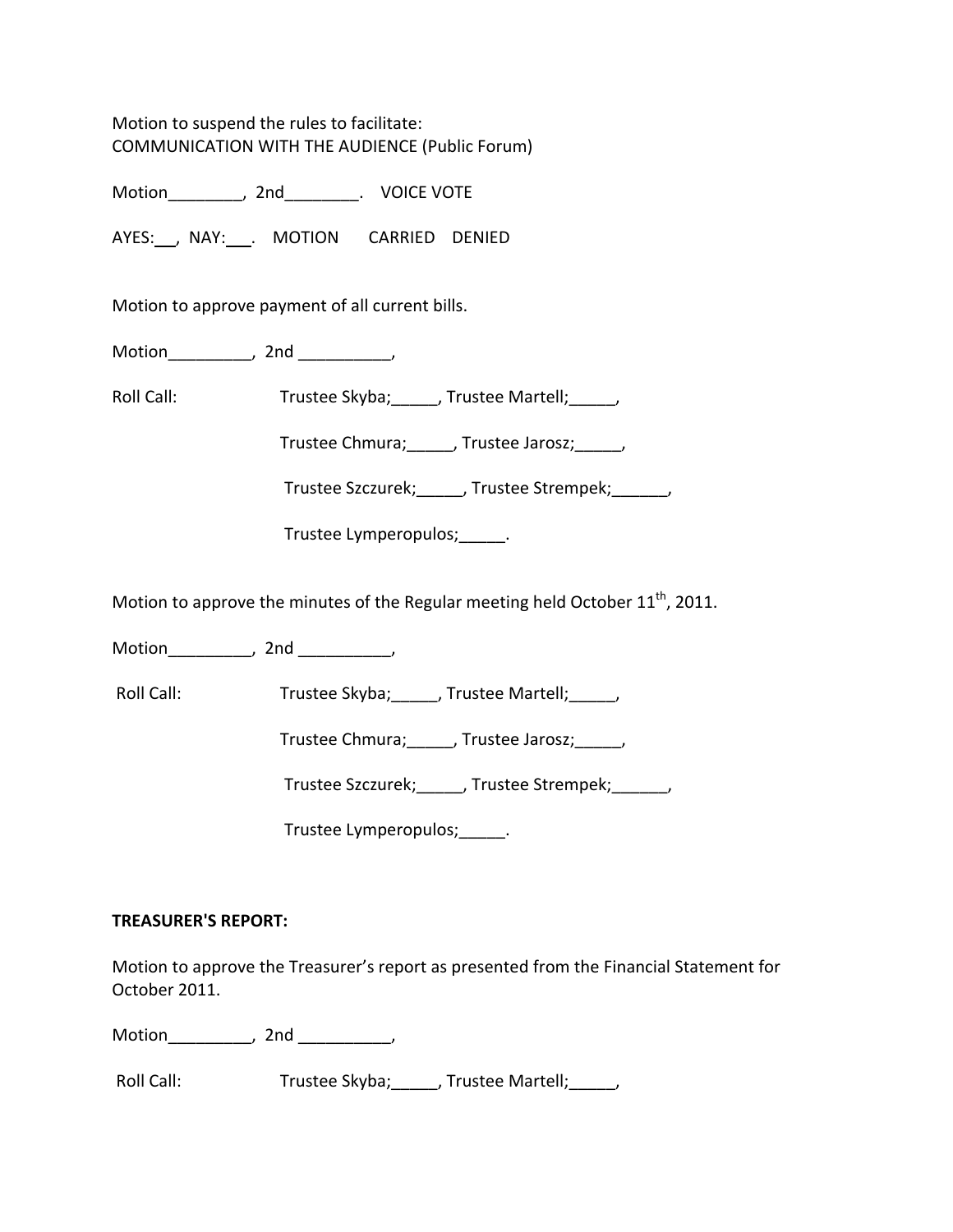Motion to suspend the rules to facilitate:
COMMUNICATION WITH THE AUDIENCE (Public Forum)

Motion________, 2nd________. VOICE VOTE

AYES:__, NAY:___. MOTION CARRIED DENIED

Motion to approve payment of all current bills.

Motion_________, 2nd __________,

Roll Call: Trustee Skyba;_____, Trustee Martell;_____,

Trustee Chmura;_____, Trustee Jarosz;_____,

Trustee Szczurek;_____, Trustee Strempek;______,

Trustee Lymperopulos;_____.

Motion to approve the minutes of the Regular meeting held October 11th, 2011.

Motion_________, 2nd __________,

Roll Call: Trustee Skyba;_____, Trustee Martell;_____,

Trustee Chmura;_____, Trustee Jarosz;_____,

Trustee Szczurek;_____, Trustee Strempek;______,

Trustee Lymperopulos;_____.

**TREASURER'S REPORT:**

Motion to approve the Treasurer's report as presented from the Financial Statement for October 2011.

Motion_________, 2nd __________,

Roll Call: Trustee Skyba;_____, Trustee Martell;_____,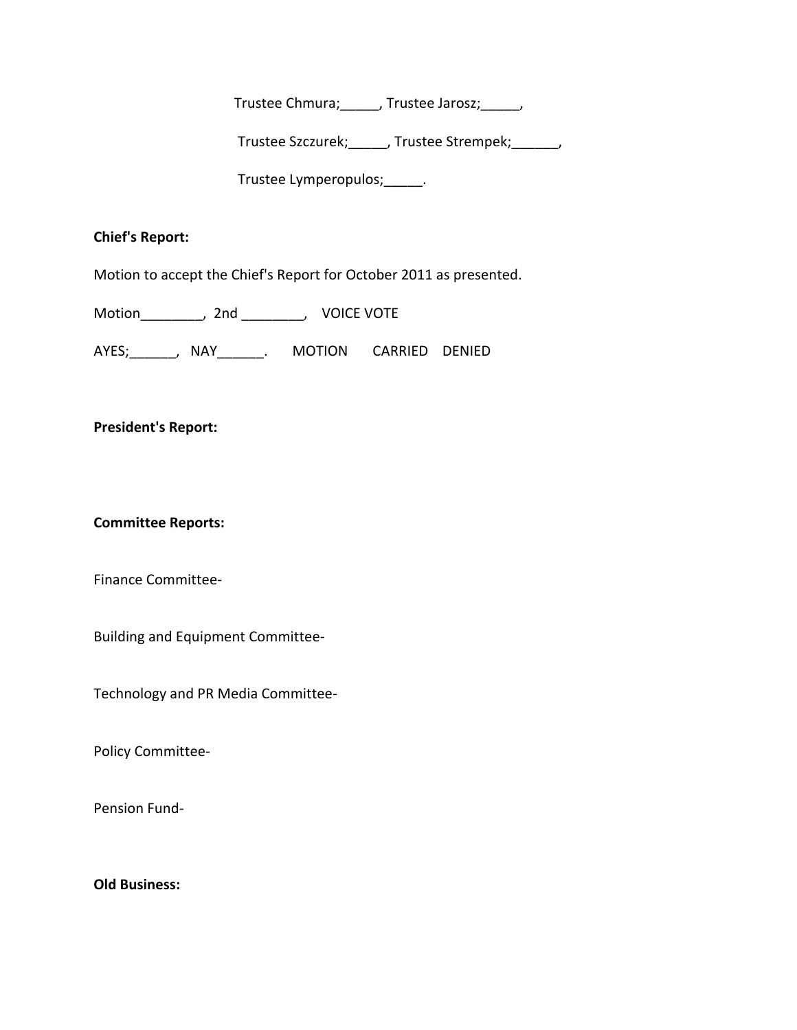Trustee Chmura;_____, Trustee Jarosz;_____,

Trustee Szczurek;_____, Trustee Strempek;______,

Trustee Lymperopulos;_____.

**Chief's Report:**

Motion to accept the Chief's Report for October 2011 as presented.

Motion________, 2nd ________, VOICE VOTE

AYES;______, NAY______. MOTION CARRIED DENIED

**President's Report:**

**Committee Reports:**

Finance Committee-

Building and Equipment Committee-

Technology and PR Media Committee-

Policy Committee-

Pension Fund-

**Old Business:**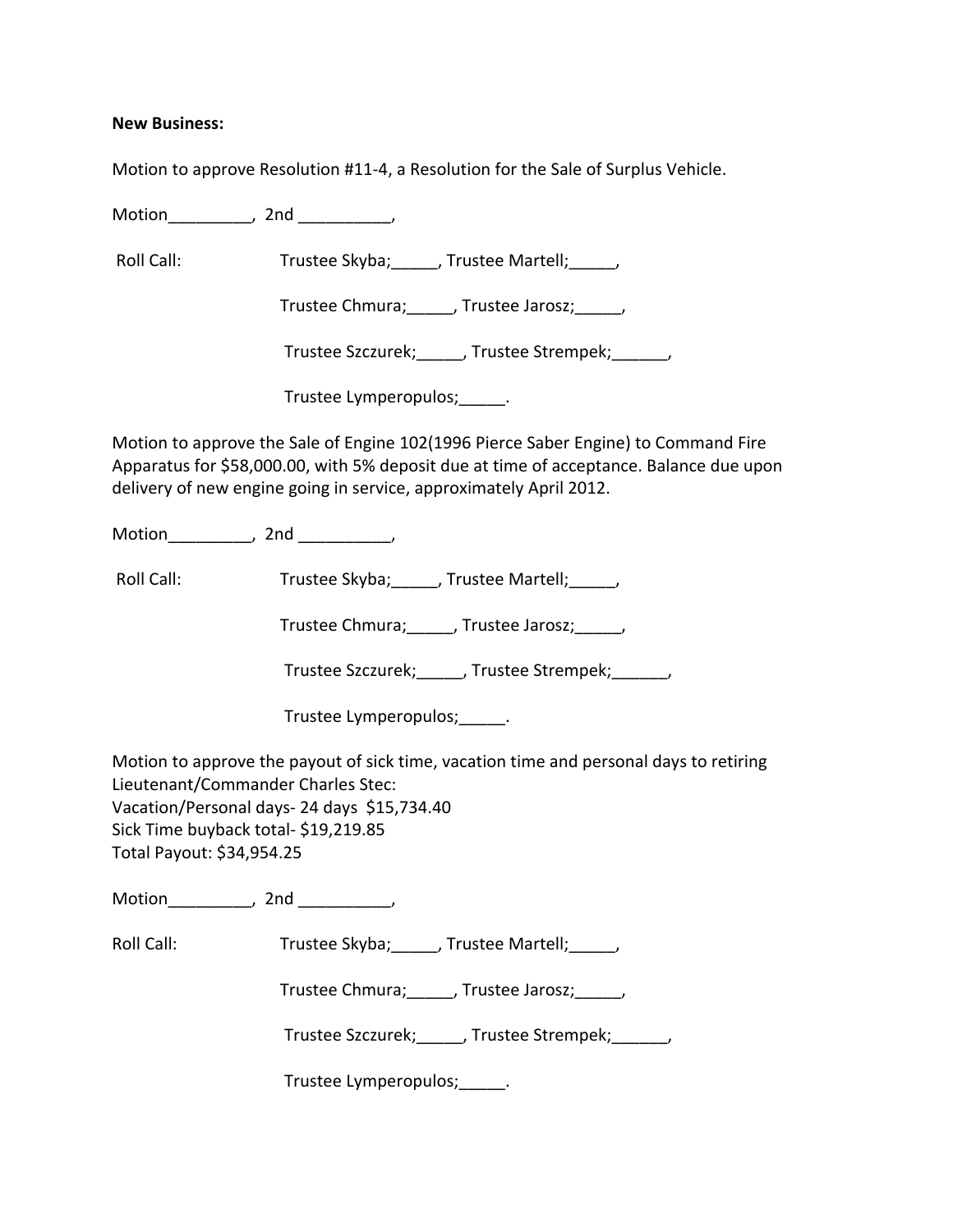**New Business:**

Motion to approve Resolution #11-4, a Resolution for the Sale of Surplus Vehicle.

Motion_________, 2nd __________,

Roll Call: Trustee Skyba;_____, Trustee Martell;_____,

Trustee Chmura;_____, Trustee Jarosz;_____,

Trustee Szczurek;_____, Trustee Strempek;______,

Trustee Lymperopulos;_____.

Motion to approve the Sale of Engine 102(1996 Pierce Saber Engine) to Command Fire Apparatus for $58,000.00, with 5% deposit due at time of acceptance. Balance due upon delivery of new engine going in service, approximately April 2012.

Motion_________, 2nd __________,

Roll Call: Trustee Skyba;_____, Trustee Martell;_____,

Trustee Chmura;_____, Trustee Jarosz;_____,

Trustee Szczurek;_____, Trustee Strempek;______,

Trustee Lymperopulos;_____.

Motion to approve the payout of sick time, vacation time and personal days to retiring Lieutenant/Commander Charles Stec:
Vacation/Personal days- 24 days $15,734.40
Sick Time buyback total- $19,219.85
Total Payout: $34,954.25

Motion_________, 2nd __________,

Roll Call: Trustee Skyba;_____, Trustee Martell;_____,

Trustee Chmura;_____, Trustee Jarosz;_____,

Trustee Szczurek;_____, Trustee Strempek;______,

Trustee Lymperopulos;_____.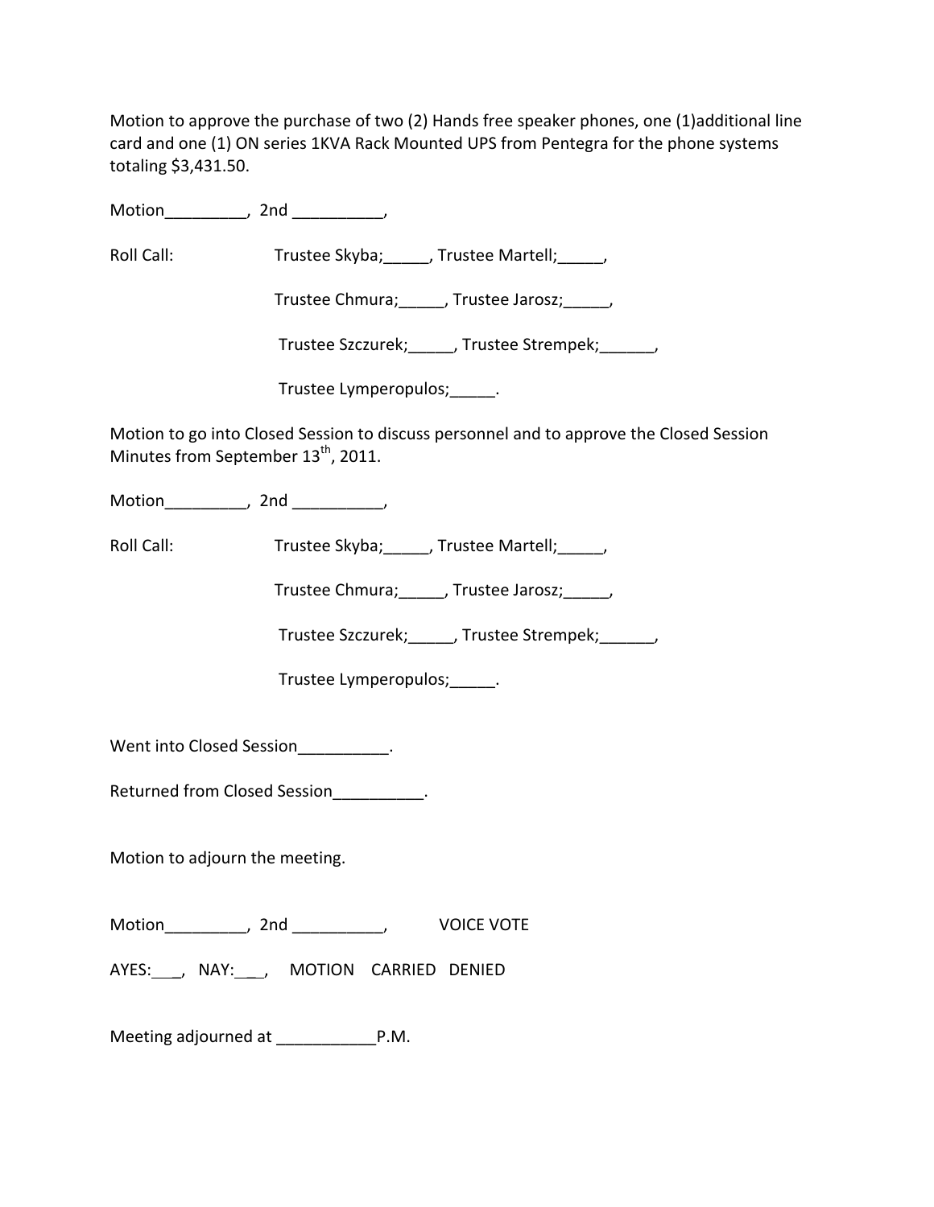Motion to approve the purchase of two (2) Hands free speaker phones, one (1)additional line card and one (1) ON series 1KVA Rack Mounted UPS from Pentegra for the phone systems totaling $3,431.50.

Motion_________, 2nd __________,

Roll Call: Trustee Skyba;_____, Trustee Martell;_____,

Trustee Chmura;_____, Trustee Jarosz;_____,

Trustee Szczurek;_____, Trustee Strempek;______,

Trustee Lymperopulos;_____.

Motion to go into Closed Session to discuss personnel and to approve the Closed Session Minutes from September 13th, 2011.

Motion_________, 2nd __________,

Roll Call: Trustee Skyba;_____, Trustee Martell;_____,

Trustee Chmura;_____, Trustee Jarosz;_____,

Trustee Szczurek;_____, Trustee Strempek;______,

Trustee Lymperopulos;_____.

Went into Closed Session__________.

Returned from Closed Session__________.

Motion to adjourn the meeting.

Motion_________, 2nd __________, VOICE VOTE

AYES:___, NAY:___, MOTION CARRIED DENIED

Meeting adjourned at ___________P.M.